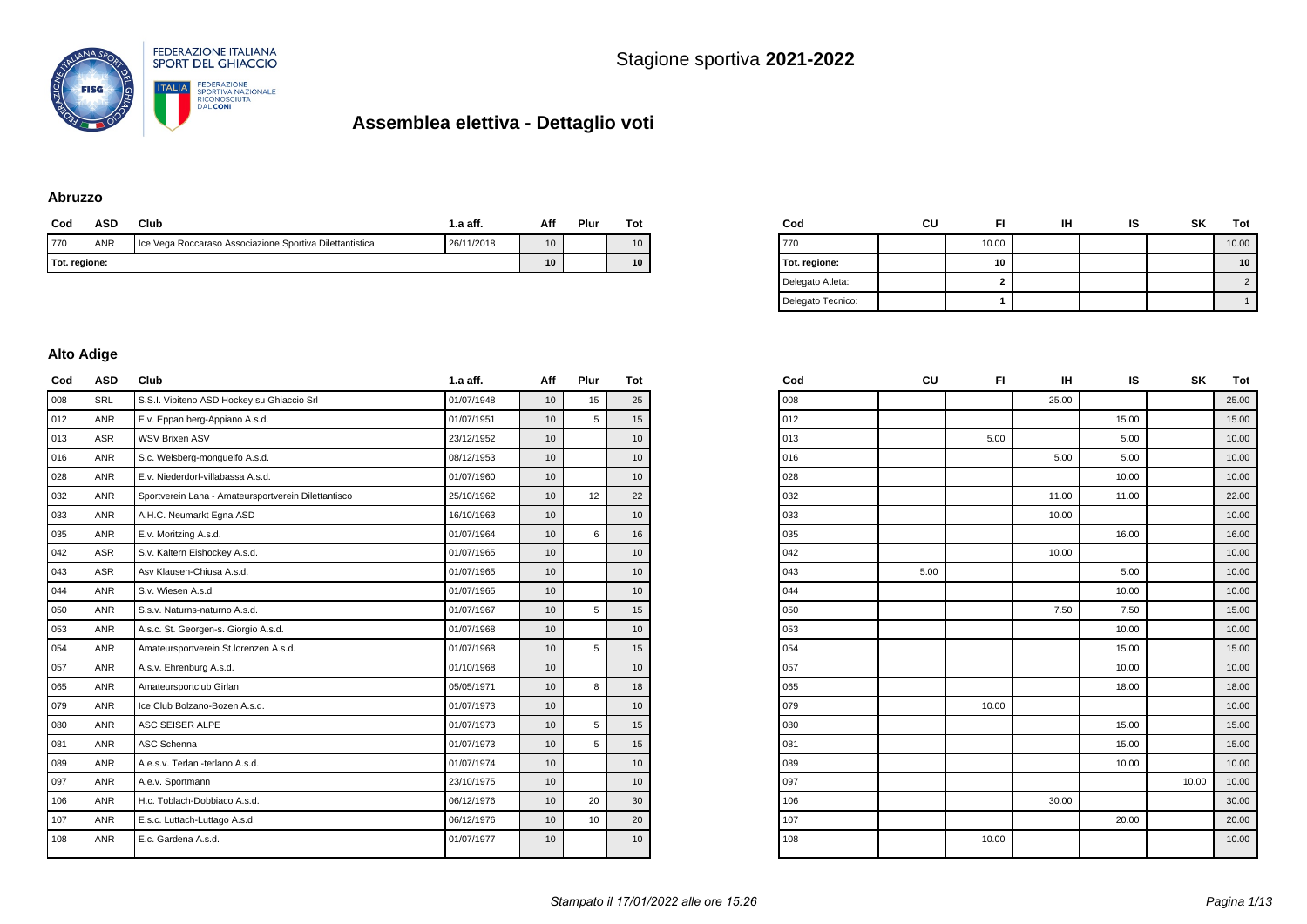FEDERAZIONE ITALIANA SPORT DEL GHIACCIO

FEDERAZIONE SPORTIVA NAZIONALE RICONOSCIUTA DAL CONI

Stagione sportiva **2021-2022**

# Assemblea elettiva - Dettaglio voti

### Abruzzo

| Cod | ASD | Club | 1.a aff. | Aff | Plur | Tot |
|---|---|---|---|---|---|---|
| 770 | ANR | Ice Vega Roccaraso Associazione Sportiva Dilettantistica | 26/11/2018 | 10 | | 10 |
| Tot. regione: | | | | 10 | | 10 |

| Cod | CU | FI | IH | IS | SK | Tot |
|---|---|---|---|---|---|---|
| 770 | | 10.00 | | | | 10.00 |
| Tot. regione: | | 10 | | | | 10 |
| Delegato Atleta: | | 2 | | | | 2 |
| Delegato Tecnico: | | 1 | | | | 1 |

### Alto Adige

| Cod | ASD | Club | 1.a aff. | Aff | Plur | Tot |
|---|---|---|---|---|---|---|
| 008 | SRL | S.S.I. Vipiteno ASD Hockey su Ghiaccio Srl | 01/07/1948 | 10 | 15 | 25 |
| 012 | ANR | E.v. Eppan berg-Appiano A.s.d. | 01/07/1951 | 10 | 5 | 15 |
| 013 | ASR | WSV Brixen ASV | 23/12/1952 | 10 | | 10 |
| 016 | ANR | S.c. Welsberg-monguelfo A.s.d. | 08/12/1953 | 10 | | 10 |
| 028 | ANR | E.v. Niederdorf-villabassa A.s.d. | 01/07/1960 | 10 | | 10 |
| 032 | ANR | Sportverein Lana - Amateursportverein Dilettantisco | 25/10/1962 | 10 | 12 | 22 |
| 033 | ANR | A.H.C. Neumarkt Egna ASD | 16/10/1963 | 10 | | 10 |
| 035 | ANR | E.v. Moritzing A.s.d. | 01/07/1964 | 10 | 6 | 16 |
| 042 | ASR | S.v. Kaltern Eishockey A.s.d. | 01/07/1965 | 10 | | 10 |
| 043 | ASR | Asv Klausen-Chiusa A.s.d. | 01/07/1965 | 10 | | 10 |
| 044 | ANR | S.v. Wiesen A.s.d. | 01/07/1965 | 10 | | 10 |
| 050 | ANR | S.s.v. Naturns-naturno A.s.d. | 01/07/1967 | 10 | 5 | 15 |
| 053 | ANR | A.s.c. St. Georgen-s. Giorgio A.s.d. | 01/07/1968 | 10 | | 10 |
| 054 | ANR | Amateursportverein St.lorenzen A.s.d. | 01/07/1968 | 10 | 5 | 15 |
| 057 | ANR | A.s.v. Ehrenburg A.s.d. | 01/10/1968 | 10 | | 10 |
| 065 | ANR | Amateursportclub Girlan | 05/05/1971 | 10 | 8 | 18 |
| 079 | ANR | Ice Club Bolzano-Bozen A.s.d. | 01/07/1973 | 10 | | 10 |
| 080 | ANR | ASC SEISER ALPE | 01/07/1973 | 10 | 5 | 15 |
| 081 | ANR | ASC Schenna | 01/07/1973 | 10 | 5 | 15 |
| 089 | ANR | A.e.s.v. Terlan -terlano A.s.d. | 01/07/1974 | 10 | | 10 |
| 097 | ANR | A.e.v. Sportmann | 23/10/1975 | 10 | | 10 |
| 106 | ANR | H.c. Toblach-Dobbiaco A.s.d. | 06/12/1976 | 10 | 20 | 30 |
| 107 | ANR | E.s.c. Luttach-Luttago A.s.d. | 06/12/1976 | 10 | 10 | 20 |
| 108 | ANR | E.c. Gardena A.s.d. | 01/07/1977 | 10 | | 10 |

| Cod | CU | FI | IH | IS | SK | Tot |
|---|---|---|---|---|---|---|
| 008 | | | 25.00 | | | 25.00 |
| 012 | | | | 15.00 | | 15.00 |
| 013 | | 5.00 | | 5.00 | | 10.00 |
| 016 | | | 5.00 | 5.00 | | 10.00 |
| 028 | | | | 10.00 | | 10.00 |
| 032 | | | 11.00 | 11.00 | | 22.00 |
| 033 | | | 10.00 | | | 10.00 |
| 035 | | | | 16.00 | | 16.00 |
| 042 | | | 10.00 | | | 10.00 |
| 043 | 5.00 | | | 5.00 | | 10.00 |
| 044 | | | | 10.00 | | 10.00 |
| 050 | | | 7.50 | 7.50 | | 15.00 |
| 053 | | | | 10.00 | | 10.00 |
| 054 | | | | 15.00 | | 15.00 |
| 057 | | | | 10.00 | | 10.00 |
| 065 | | | | 18.00 | | 18.00 |
| 079 | | 10.00 | | | | 10.00 |
| 080 | | | | 15.00 | | 15.00 |
| 081 | | | | 15.00 | | 15.00 |
| 089 | | | | 10.00 | | 10.00 |
| 097 | | | | | 10.00 | 10.00 |
| 106 | | | 30.00 | | | 30.00 |
| 107 | | | | 20.00 | | 20.00 |
| 108 | | 10.00 | | | | 10.00 |

*Stampato il 17/01/2022 alle ore 15:26*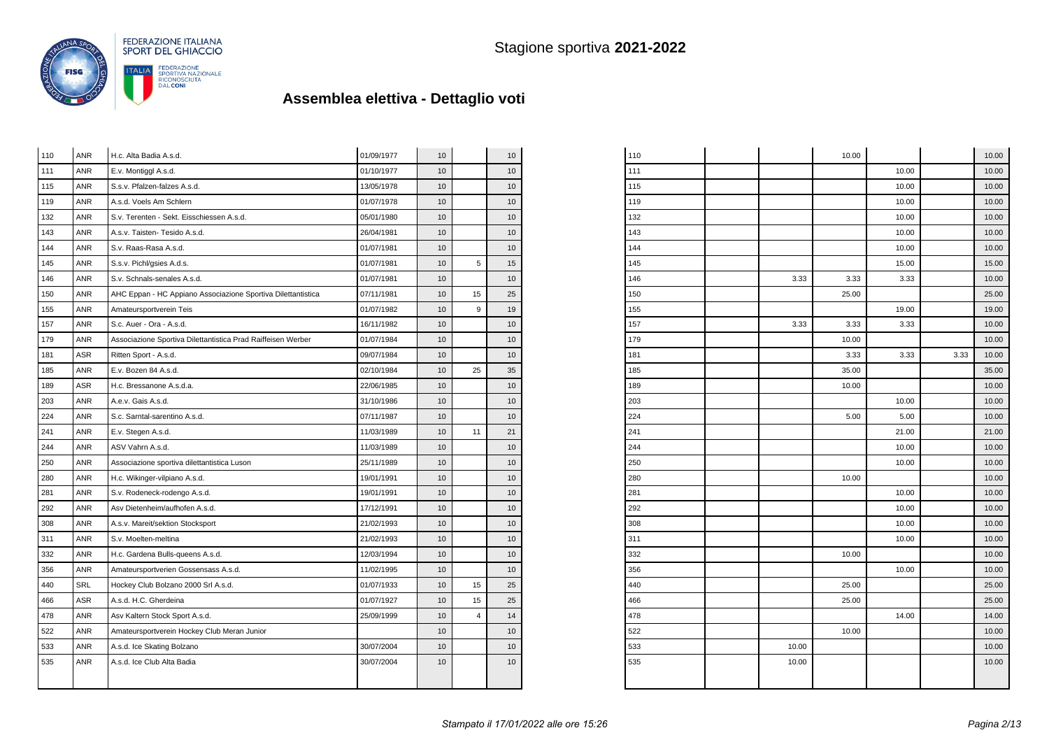Stagione sportiva **2021-2022**

## Assemblea elettiva - Dettaglio voti

| | | | | | | |
|---|---|---|---|---|---|---|
| 110 | ANR | H.c. Alta Badia A.s.d. | 01/09/1977 | 10 | | 10 |
| 111 | ANR | E.v. Montiggl A.s.d. | 01/10/1977 | 10 | | 10 |
| 115 | ANR | S.s.v. Pfalzen-falzes A.s.d. | 13/05/1978 | 10 | | 10 |
| 119 | ANR | A.s.d. Voels Am Schlern | 01/07/1978 | 10 | | 10 |
| 132 | ANR | S.v. Terenten - Sekt. Eisschiessen A.s.d. | 05/01/1980 | 10 | | 10 |
| 143 | ANR | A.s.v. Taisten- Tesido A.s.d. | 26/04/1981 | 10 | | 10 |
| 144 | ANR | S.v. Raas-Rasa A.s.d. | 01/07/1981 | 10 | | 10 |
| 145 | ANR | S.s.v. Pichl/gsies A.d.s. | 01/07/1981 | 10 | 5 | 15 |
| 146 | ANR | S.v. Schnals-senales A.s.d. | 01/07/1981 | 10 | | 10 |
| 150 | ANR | AHC Eppan - HC Appiano Associazione Sportiva Dilettantistica | 07/11/1981 | 10 | 15 | 25 |
| 155 | ANR | Amateursportverein Teis | 01/07/1982 | 10 | 9 | 19 |
| 157 | ANR | S.c. Auer - Ora - A.s.d. | 16/11/1982 | 10 | | 10 |
| 179 | ANR | Associazione Sportiva Dilettantistica Prad Raiffeisen Werber | 01/07/1984 | 10 | | 10 |
| 181 | ASR | Ritten Sport - A.s.d. | 09/07/1984 | 10 | | 10 |
| 185 | ANR | E.v. Bozen 84 A.s.d. | 02/10/1984 | 10 | 25 | 35 |
| 189 | ASR | H.c. Bressanone A.s.d.a. | 22/06/1985 | 10 | | 10 |
| 203 | ANR | A.e.v. Gais A.s.d. | 31/10/1986 | 10 | | 10 |
| 224 | ANR | S.c. Sarntal-sarentino A.s.d. | 07/11/1987 | 10 | | 10 |
| 241 | ANR | E.v. Stegen A.s.d. | 11/03/1989 | 10 | 11 | 21 |
| 244 | ANR | ASV Vahrn A.s.d. | 11/03/1989 | 10 | | 10 |
| 250 | ANR | Associazione sportiva dilettantistica Luson | 25/11/1989 | 10 | | 10 |
| 280 | ANR | H.c. Wikinger-vilpiano A.s.d. | 19/01/1991 | 10 | | 10 |
| 281 | ANR | S.v. Rodeneck-rodengo A.s.d. | 19/01/1991 | 10 | | 10 |
| 292 | ANR | Asv Dietenheim/aufhofen A.s.d. | 17/12/1991 | 10 | | 10 |
| 308 | ANR | A.s.v. Mareit/sektion Stocksport | 21/02/1993 | 10 | | 10 |
| 311 | ANR | S.v. Moelten-meltina | 21/02/1993 | 10 | | 10 |
| 332 | ANR | H.c. Gardena Bulls-queens A.s.d. | 12/03/1994 | 10 | | 10 |
| 356 | ANR | Amateursportverien Gossensass A.s.d. | 11/02/1995 | 10 | | 10 |
| 440 | SRL | Hockey Club Bolzano 2000 Srl A.s.d. | 01/07/1933 | 10 | 15 | 25 |
| 466 | ASR | A.s.d. H.C. Gherdeina | 01/07/1927 | 10 | 15 | 25 |
| 478 | ANR | Asv Kaltern Stock Sport A.s.d. | 25/09/1999 | 10 | 4 | 14 |
| 522 | ANR | Amateursportverein Hockey Club Meran Junior | | 10 | | 10 |
| 533 | ANR | A.s.d. Ice Skating Bolzano | 30/07/2004 | 10 | | 10 |
| 535 | ANR | A.s.d. Ice Club Alta Badia | 30/07/2004 | 10 | | 10 |

| | | | | | | |
|---|---|---|---|---|---|---|
| 110 | | | 10.00 | | | 10.00 |
| 111 | | | | 10.00 | | 10.00 |
| 115 | | | | 10.00 | | 10.00 |
| 119 | | | | 10.00 | | 10.00 |
| 132 | | | | 10.00 | | 10.00 |
| 143 | | | | 10.00 | | 10.00 |
| 144 | | | | 10.00 | | 10.00 |
| 145 | | | | 15.00 | | 15.00 |
| 146 | | 3.33 | 3.33 | 3.33 | | 10.00 |
| 150 | | | 25.00 | | | 25.00 |
| 155 | | | | 19.00 | | 19.00 |
| 157 | | 3.33 | 3.33 | 3.33 | | 10.00 |
| 179 | | | 10.00 | | | 10.00 |
| 181 | | | 3.33 | 3.33 | 3.33 | 10.00 |
| 185 | | | 35.00 | | | 35.00 |
| 189 | | | 10.00 | | | 10.00 |
| 203 | | | | 10.00 | | 10.00 |
| 224 | | | 5.00 | 5.00 | | 10.00 |
| 241 | | | | 21.00 | | 21.00 |
| 244 | | | | 10.00 | | 10.00 |
| 250 | | | | 10.00 | | 10.00 |
| 280 | | | 10.00 | | | 10.00 |
| 281 | | | | 10.00 | | 10.00 |
| 292 | | | | 10.00 | | 10.00 |
| 308 | | | | 10.00 | | 10.00 |
| 311 | | | | 10.00 | | 10.00 |
| 332 | | | 10.00 | | | 10.00 |
| 356 | | | | 10.00 | | 10.00 |
| 440 | | | 25.00 | | | 25.00 |
| 466 | | | 25.00 | | | 25.00 |
| 478 | | | | 14.00 | | 14.00 |
| 522 | | | 10.00 | | | 10.00 |
| 533 | | 10.00 | | | | 10.00 |
| 535 | | 10.00 | | | | 10.00 |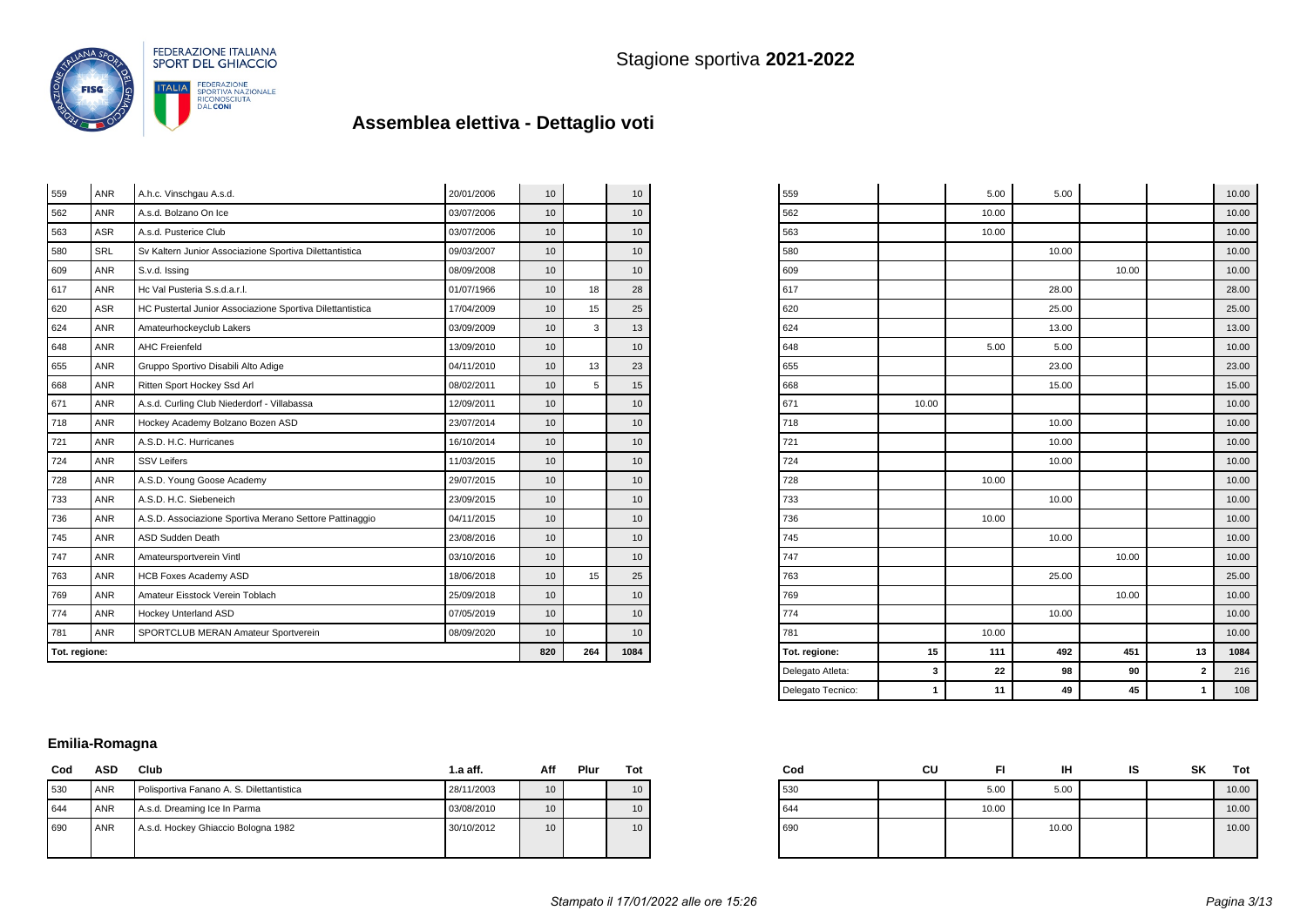Stagione sportiva **2021-2022**

## Assemblea elettiva - Dettaglio voti

| Cod | ASD | Club | 1.a aff. | Aff | Plur | Tot |
|---|---|---|---|---|---|---|
| 559 | ANR | A.h.c. Vinschgau A.s.d. | 20/01/2006 | 10 | | 10 |
| 562 | ANR | A.s.d. Bolzano On Ice | 03/07/2006 | 10 | | 10 |
| 563 | ASR | A.s.d. Pusterice Club | 03/07/2006 | 10 | | 10 |
| 580 | SRL | Sv Kaltern Junior Associazione Sportiva Dilettantistica | 09/03/2007 | 10 | | 10 |
| 609 | ANR | S.v.d. Issing | 08/09/2008 | 10 | | 10 |
| 617 | ANR | Hc Val Pusteria S.s.d.a.r.l. | 01/07/1966 | 10 | 18 | 28 |
| 620 | ASR | HC Pustertal Junior Associazione Sportiva Dilettantistica | 17/04/2009 | 10 | 15 | 25 |
| 624 | ANR | Amateurhockeyclub Lakers | 03/09/2009 | 10 | 3 | 13 |
| 648 | ANR | AHC Freienfeld | 13/09/2010 | 10 | | 10 |
| 655 | ANR | Gruppo Sportivo Disabili Alto Adige | 04/11/2010 | 10 | 13 | 23 |
| 668 | ANR | Ritten Sport Hockey Ssd Arl | 08/02/2011 | 10 | 5 | 15 |
| 671 | ANR | A.s.d. Curling Club Niederdorf - Villabassa | 12/09/2011 | 10 | | 10 |
| 718 | ANR | Hockey Academy Bolzano Bozen ASD | 23/07/2014 | 10 | | 10 |
| 721 | ANR | A.S.D. H.C. Hurricanes | 16/10/2014 | 10 | | 10 |
| 724 | ANR | SSV Leifers | 11/03/2015 | 10 | | 10 |
| 728 | ANR | A.S.D. Young Goose Academy | 29/07/2015 | 10 | | 10 |
| 733 | ANR | A.S.D. H.C. Siebeneich | 23/09/2015 | 10 | | 10 |
| 736 | ANR | A.S.D. Associazione Sportiva Merano Settore Pattinaggio | 04/11/2015 | 10 | | 10 |
| 745 | ANR | ASD Sudden Death | 23/08/2016 | 10 | | 10 |
| 747 | ANR | Amateursportverein Vintl | 03/10/2016 | 10 | | 10 |
| 763 | ANR | HCB Foxes Academy ASD | 18/06/2018 | 10 | 15 | 25 |
| 769 | ANR | Amateur Eisstock Verein Toblach | 25/09/2018 | 10 | | 10 |
| 774 | ANR | Hockey Unterland ASD | 07/05/2019 | 10 | | 10 |
| 781 | ANR | SPORTCLUB MERAN Amateur Sportverein | 08/09/2020 | 10 | | 10 |
| **Tot. regione:** | | | | **820** | **264** | **1084** |

| Cod | CU | FI | IH | IS | SK | Tot |
|---|---|---|---|---|---|---|
| 559 | | 5.00 | 5.00 | | | 10.00 |
| 562 | | 10.00 | | | | 10.00 |
| 563 | | 10.00 | | | | 10.00 |
| 580 | | | 10.00 | | | 10.00 |
| 609 | | | | 10.00 | | 10.00 |
| 617 | | | 28.00 | | | 28.00 |
| 620 | | | 25.00 | | | 25.00 |
| 624 | | | 13.00 | | | 13.00 |
| 648 | | 5.00 | 5.00 | | | 10.00 |
| 655 | | | 23.00 | | | 23.00 |
| 668 | | | 15.00 | | | 15.00 |
| 671 | 10.00 | | | | | 10.00 |
| 718 | | | 10.00 | | | 10.00 |
| 721 | | | 10.00 | | | 10.00 |
| 724 | | | 10.00 | | | 10.00 |
| 728 | | 10.00 | | | | 10.00 |
| 733 | | | 10.00 | | | 10.00 |
| 736 | | 10.00 | | | | 10.00 |
| 745 | | | 10.00 | | | 10.00 |
| 747 | | | | 10.00 | | 10.00 |
| 763 | | | 25.00 | | | 25.00 |
| 769 | | | | 10.00 | | 10.00 |
| 774 | | | 10.00 | | | 10.00 |
| 781 | | 10.00 | | | | 10.00 |
| **Tot. regione:** | **15** | **111** | **492** | **451** | **13** | **1084** |
| Delegato Atleta: | **3** | **22** | **98** | **90** | **2** | 216 |
| Delegato Tecnico: | **1** | **11** | **49** | **45** | **1** | 108 |

### Emilia-Romagna

| Cod | ASD | Club | 1.a aff. | Aff | Plur | Tot |
|---|---|---|---|---|---|---|
| 530 | ANR | Polisportiva Fanano A. S. Dilettantistica | 28/11/2003 | 10 | | 10 |
| 644 | ANR | A.s.d. Dreaming Ice In Parma | 03/08/2010 | 10 | | 10 |
| 690 | ANR | A.s.d. Hockey Ghiaccio Bologna 1982 | 30/10/2012 | 10 | | 10 |

| Cod | CU | FI | IH | IS | SK | Tot |
|---|---|---|---|---|---|---|
| 530 | | 5.00 | 5.00 | | | 10.00 |
| 644 | | 10.00 | | | | 10.00 |
| 690 | | | 10.00 | | | 10.00 |

*Stampato il 17/01/2022 alle ore 15:26*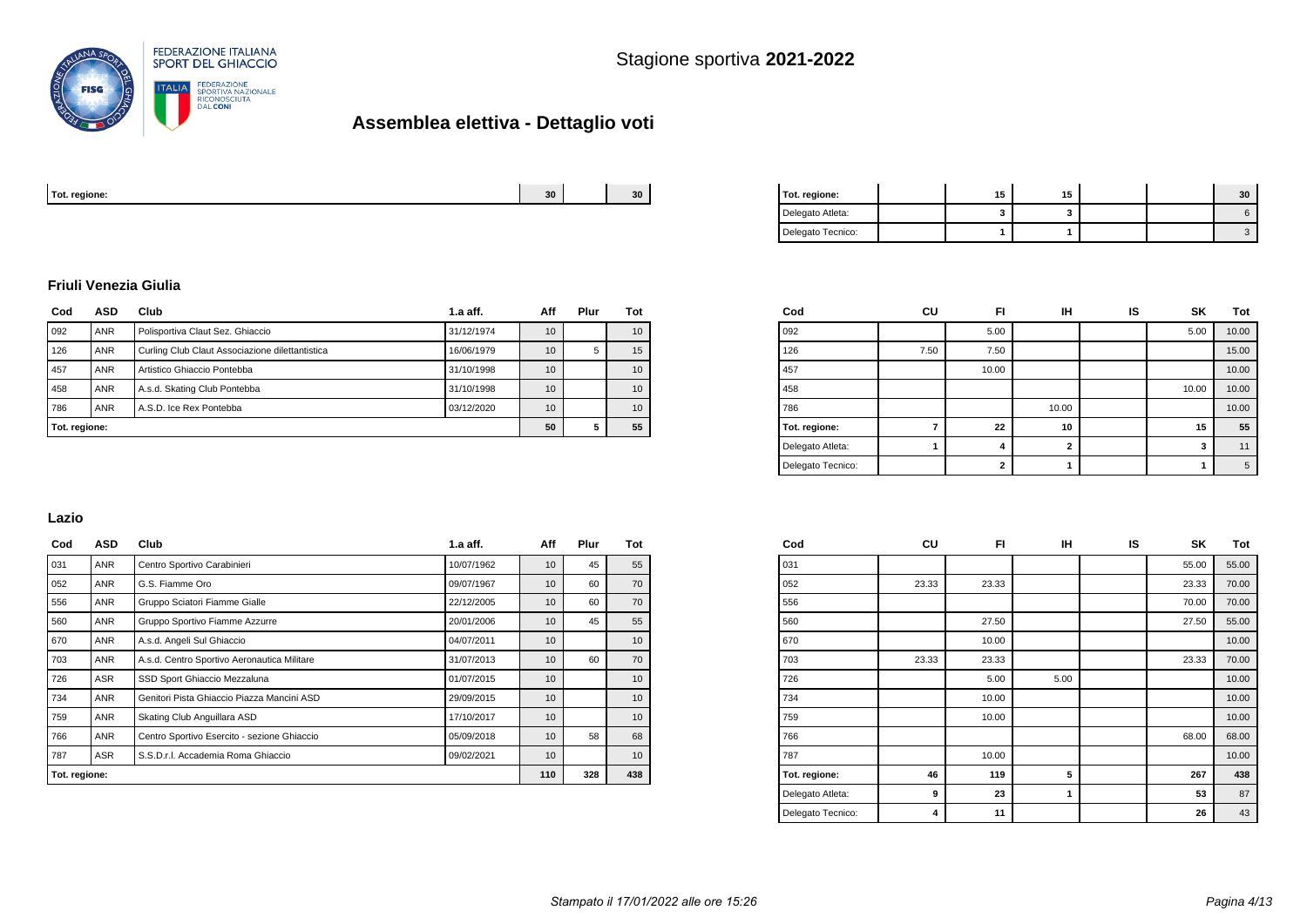Stagione sportiva **2021-2022**

## Assemblea elettiva - Dettaglio voti

| Tot. regione: | | | | | | 30 | | 30 |
|---|---|---|---|---|---|---|---|---|

| Tot. regione: | | 15 | 15 | | | 30 |
|---|---|---|---|---|---|---|
| Delegato Atleta: | | 3 | 3 | | | 6 |
| Delegato Tecnico: | | 1 | 1 | | | 3 |

### Friuli Venezia Giulia

| Cod | ASD | Club | 1.a aff. | Aff | Plur | Tot |
|---|---|---|---|---|---|---|
| 092 | ANR | Polisportiva Claut Sez. Ghiaccio | 31/12/1974 | 10 | | 10 |
| 126 | ANR | Curling Club Claut Associazione dilettantistica | 16/06/1979 | 10 | 5 | 15 |
| 457 | ANR | Artistico Ghiaccio Pontebba | 31/10/1998 | 10 | | 10 |
| 458 | ANR | A.s.d. Skating Club Pontebba | 31/10/1998 | 10 | | 10 |
| 786 | ANR | A.S.D. Ice Rex Pontebba | 03/12/2020 | 10 | | 10 |
| Tot. regione: | | | | 50 | 5 | 55 |

| Cod | CU | FI | IH | IS | SK | Tot |
|---|---|---|---|---|---|---|
| 092 | | 5.00 | | | 5.00 | 10.00 |
| 126 | 7.50 | 7.50 | | | | 15.00 |
| 457 | | 10.00 | | | | 10.00 |
| 458 | | | | | 10.00 | 10.00 |
| 786 | | | 10.00 | | | 10.00 |
| Tot. regione: | 7 | 22 | 10 | | 15 | 55 |
| Delegato Atleta: | 1 | 4 | 2 | | 3 | 11 |
| Delegato Tecnico: | | 2 | 1 | | 1 | 5 |

### Lazio

| Cod | ASD | Club | 1.a aff. | Aff | Plur | Tot |
|---|---|---|---|---|---|---|
| 031 | ANR | Centro Sportivo Carabinieri | 10/07/1962 | 10 | 45 | 55 |
| 052 | ANR | G.S. Fiamme Oro | 09/07/1967 | 10 | 60 | 70 |
| 556 | ANR | Gruppo Sciatori Fiamme Gialle | 22/12/2005 | 10 | 60 | 70 |
| 560 | ANR | Gruppo Sportivo Fiamme Azzurre | 20/01/2006 | 10 | 45 | 55 |
| 670 | ANR | A.s.d. Angeli Sul Ghiaccio | 04/07/2011 | 10 | | 10 |
| 703 | ANR | A.s.d. Centro Sportivo Aeronautica Militare | 31/07/2013 | 10 | 60 | 70 |
| 726 | ASR | SSD Sport Ghiaccio Mezzaluna | 01/07/2015 | 10 | | 10 |
| 734 | ANR | Genitori Pista Ghiaccio Piazza Mancini ASD | 29/09/2015 | 10 | | 10 |
| 759 | ANR | Skating Club Anguillara ASD | 17/10/2017 | 10 | | 10 |
| 766 | ANR | Centro Sportivo Esercito - sezione Ghiaccio | 05/09/2018 | 10 | 58 | 68 |
| 787 | ASR | S.S.D.r.l. Accademia Roma Ghiaccio | 09/02/2021 | 10 | | 10 |
| Tot. regione: | | | | 110 | 328 | 438 |

| Cod | CU | FI | IH | IS | SK | Tot |
|---|---|---|---|---|---|---|
| 031 | | | | | 55.00 | 55.00 |
| 052 | 23.33 | 23.33 | | | 23.33 | 70.00 |
| 556 | | | | | 70.00 | 70.00 |
| 560 | | 27.50 | | | 27.50 | 55.00 |
| 670 | | 10.00 | | | | 10.00 |
| 703 | 23.33 | 23.33 | | | 23.33 | 70.00 |
| 726 | | 5.00 | 5.00 | | | 10.00 |
| 734 | | 10.00 | | | | 10.00 |
| 759 | | 10.00 | | | | 10.00 |
| 766 | | | | | 68.00 | 68.00 |
| 787 | | 10.00 | | | | 10.00 |
| Tot. regione: | 46 | 119 | 5 | | 267 | 438 |
| Delegato Atleta: | 9 | 23 | 1 | | 53 | 87 |
| Delegato Tecnico: | 4 | 11 | | | 26 | 43 |

*Stampato il 17/01/2022 alle ore 15:26*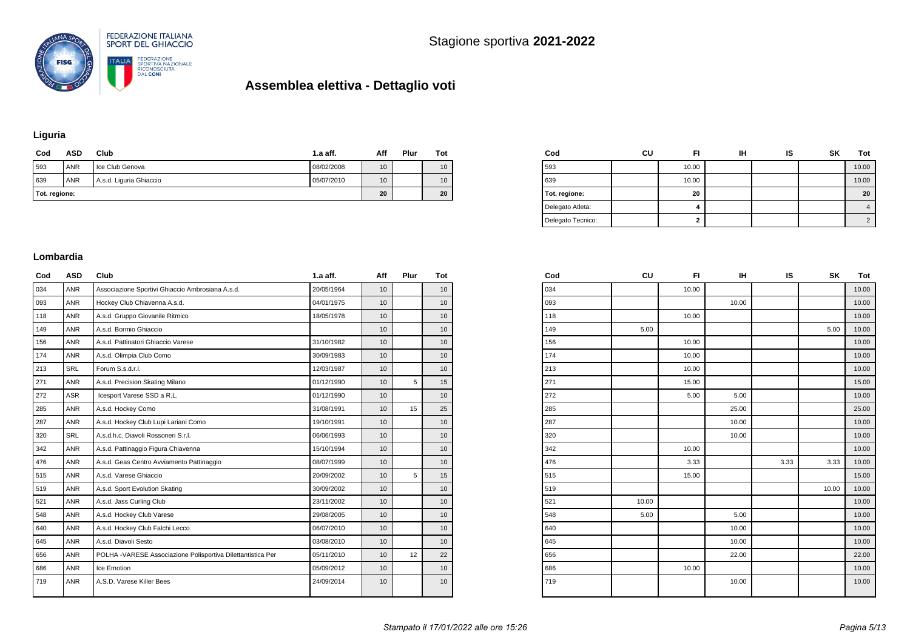FEDERAZIONE ITALIANA SPORT DEL GHIACCIO

Stagione sportiva **2021-2022**

# Assemblea elettiva - Dettaglio voti

## Liguria

| Cod | ASD | Club | 1.a aff. | Aff | Plur | Tot |
|---|---|---|---|---|---|---|
| 593 | ANR | Ice Club Genova | 08/02/2008 | 10 | | 10 |
| 639 | ANR | A.s.d. Liguria Ghiaccio | 05/07/2010 | 10 | | 10 |
| **Tot. regione:** | | | | **20** | | **20** |

| Cod | CU | FI | IH | IS | SK | Tot |
|---|---|---|---|---|---|---|
| 593 | | 10.00 | | | | 10.00 |
| 639 | | 10.00 | | | | 10.00 |
| **Tot. regione:** | | **20** | | | | **20** |
| Delegato Atleta: | | **4** | | | | 4 |
| Delegato Tecnico: | | **2** | | | | 2 |

## Lombardia

| Cod | ASD | Club | 1.a aff. | Aff | Plur | Tot |
|---|---|---|---|---|---|---|
| 034 | ANR | Associazione Sportivi Ghiaccio Ambrosiana A.s.d. | 20/05/1964 | 10 | | 10 |
| 093 | ANR | Hockey Club Chiavenna A.s.d. | 04/01/1975 | 10 | | 10 |
| 118 | ANR | A.s.d. Gruppo Giovanile Ritmico | 18/05/1978 | 10 | | 10 |
| 149 | ANR | A.s.d. Bormio Ghiaccio | | 10 | | 10 |
| 156 | ANR | A.s.d. Pattinatori Ghiaccio Varese | 31/10/1982 | 10 | | 10 |
| 174 | ANR | A.s.d. Olimpia Club Como | 30/09/1983 | 10 | | 10 |
| 213 | SRL | Forum S.s.d.r.l. | 12/03/1987 | 10 | | 10 |
| 271 | ANR | A.s.d. Precision Skating Milano | 01/12/1990 | 10 | 5 | 15 |
| 272 | ASR | Icesport Varese SSD a R.L. | 01/12/1990 | 10 | | 10 |
| 285 | ANR | A.s.d. Hockey Como | 31/08/1991 | 10 | 15 | 25 |
| 287 | ANR | A.s.d. Hockey Club Lupi Lariani Como | 19/10/1991 | 10 | | 10 |
| 320 | SRL | A.s.d.h.c. Diavoli Rossoneri S.r.l. | 06/06/1993 | 10 | | 10 |
| 342 | ANR | A.s.d. Pattinaggio Figura Chiavenna | 15/10/1994 | 10 | | 10 |
| 476 | ANR | A.s.d. Geas Centro Avviamento Pattinaggio | 08/07/1999 | 10 | | 10 |
| 515 | ANR | A.s.d. Varese Ghiaccio | 20/09/2002 | 10 | 5 | 15 |
| 519 | ANR | A.s.d. Sport Evolution Skating | 30/09/2002 | 10 | | 10 |
| 521 | ANR | A.s.d. Jass Curling Club | 23/11/2002 | 10 | | 10 |
| 548 | ANR | A.s.d. Hockey Club Varese | 29/08/2005 | 10 | | 10 |
| 640 | ANR | A.s.d. Hockey Club Falchi Lecco | 06/07/2010 | 10 | | 10 |
| 645 | ANR | A.s.d. Diavoli Sesto | 03/08/2010 | 10 | | 10 |
| 656 | ANR | POLHA -VARESE Associazione Polisportiva Dilettantistica Per | 05/11/2010 | 10 | 12 | 22 |
| 686 | ANR | Ice Emotion | 05/09/2012 | 10 | | 10 |
| 719 | ANR | A.S.D. Varese Killer Bees | 24/09/2014 | 10 | | 10 |

| Cod | CU | FI | IH | IS | SK | Tot |
|---|---|---|---|---|---|---|
| 034 | | 10.00 | | | | 10.00 |
| 093 | | | 10.00 | | | 10.00 |
| 118 | | 10.00 | | | | 10.00 |
| 149 | 5.00 | | | | 5.00 | 10.00 |
| 156 | | 10.00 | | | | 10.00 |
| 174 | | 10.00 | | | | 10.00 |
| 213 | | 10.00 | | | | 10.00 |
| 271 | | 15.00 | | | | 15.00 |
| 272 | | 5.00 | 5.00 | | | 10.00 |
| 285 | | | 25.00 | | | 25.00 |
| 287 | | | 10.00 | | | 10.00 |
| 320 | | | 10.00 | | | 10.00 |
| 342 | | 10.00 | | | | 10.00 |
| 476 | | 3.33 | | 3.33 | 3.33 | 10.00 |
| 515 | | 15.00 | | | | 15.00 |
| 519 | | | | | 10.00 | 10.00 |
| 521 | 10.00 | | | | | 10.00 |
| 548 | 5.00 | | 5.00 | | | 10.00 |
| 640 | | | 10.00 | | | 10.00 |
| 645 | | | 10.00 | | | 10.00 |
| 656 | | | 22.00 | | | 22.00 |
| 686 | | 10.00 | | | | 10.00 |
| 719 | | | 10.00 | | | 10.00 |

*Stampato il 17/01/2022 alle ore 15:26*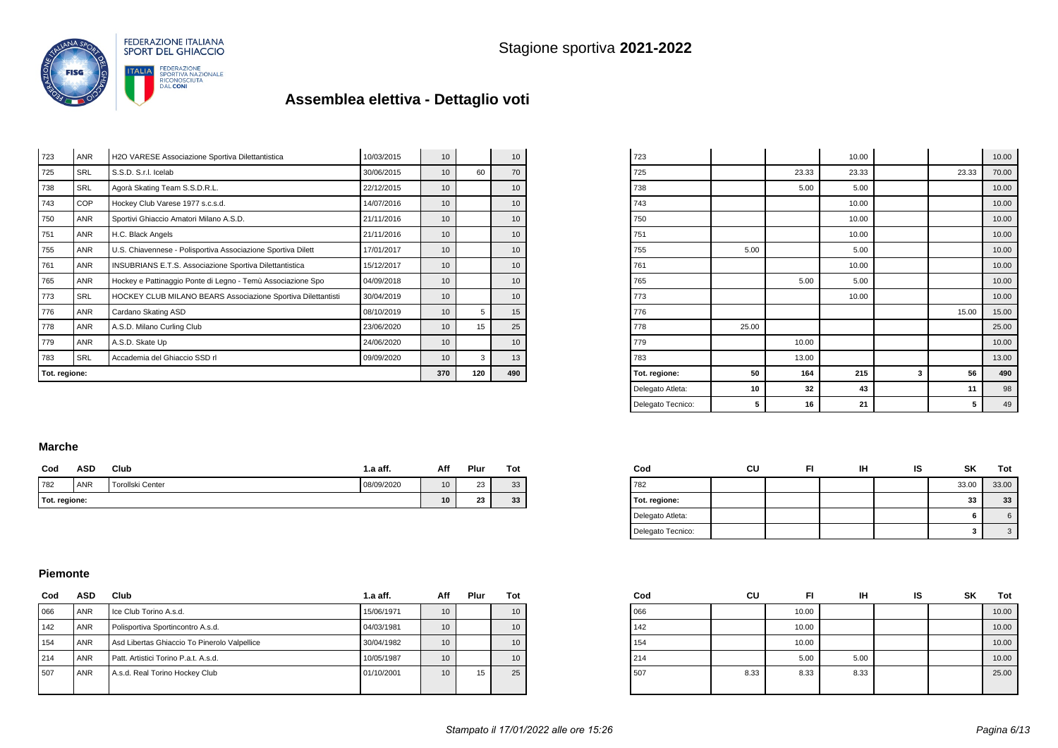Stagione sportiva **2021-2022**

# Assemblea elettiva - Dettaglio voti

| Cod | ASD | Club | 1.a aff. | Aff | Plur | Tot |
|---|---|---|---|---|---|---|
| 723 | ANR | H2O VARESE Associazione Sportiva Dilettantistica | 10/03/2015 | 10 | | 10 |
| 725 | SRL | S.S.D. S.r.l. Icelab | 30/06/2015 | 10 | 60 | 70 |
| 738 | SRL | Agorà Skating Team S.S.D.R.L. | 22/12/2015 | 10 | | 10 |
| 743 | COP | Hockey Club Varese 1977 s.c.s.d. | 14/07/2016 | 10 | | 10 |
| 750 | ANR | Sportivi Ghiaccio Amatori Milano A.S.D. | 21/11/2016 | 10 | | 10 |
| 751 | ANR | H.C. Black Angels | 21/11/2016 | 10 | | 10 |
| 755 | ANR | U.S. Chiavennese - Polisportiva Associazione Sportiva Dilett | 17/01/2017 | 10 | | 10 |
| 761 | ANR | INSUBRIANS E.T.S. Associazione Sportiva Dilettantistica | 15/12/2017 | 10 | | 10 |
| 765 | ANR | Hockey e Pattinaggio Ponte di Legno - Temù Associazione Spo | 04/09/2018 | 10 | | 10 |
| 773 | SRL | HOCKEY CLUB MILANO BEARS Associazione Sportiva Dilettantisti | 30/04/2019 | 10 | | 10 |
| 776 | ANR | Cardano Skating ASD | 08/10/2019 | 10 | 5 | 15 |
| 778 | ANR | A.S.D. Milano Curling Club | 23/06/2020 | 10 | 15 | 25 |
| 779 | ANR | A.S.D. Skate Up | 24/06/2020 | 10 | | 10 |
| 783 | SRL | Accademia del Ghiaccio SSD rl | 09/09/2020 | 10 | 3 | 13 |
| **Tot. regione:** | | | | **370** | **120** | **490** |

| Cod | CU | FI | IH | IS | SK | Tot |
|---|---|---|---|---|---|---|
| 723 | | | 10.00 | | | 10.00 |
| 725 | | 23.33 | 23.33 | | 23.33 | 70.00 |
| 738 | | 5.00 | 5.00 | | | 10.00 |
| 743 | | | 10.00 | | | 10.00 |
| 750 | | | 10.00 | | | 10.00 |
| 751 | | | 10.00 | | | 10.00 |
| 755 | 5.00 | | 5.00 | | | 10.00 |
| 761 | | | 10.00 | | | 10.00 |
| 765 | | 5.00 | 5.00 | | | 10.00 |
| 773 | | | 10.00 | | | 10.00 |
| 776 | | | | | 15.00 | 15.00 |
| 778 | 25.00 | | | | | 25.00 |
| 779 | | 10.00 | | | | 10.00 |
| 783 | | 13.00 | | | | 13.00 |
| **Tot. regione:** | **50** | **164** | **215** | **3** | **56** | **490** |
| Delegato Atleta: | **10** | **32** | **43** | | **11** | 98 |
| Delegato Tecnico: | **5** | **16** | **21** | | **5** | 49 |

### Marche

| Cod | ASD | Club | 1.a aff. | Aff | Plur | Tot |
|---|---|---|---|---|---|---|
| 782 | ANR | Torollski Center | 08/09/2020 | 10 | 23 | 33 |
| **Tot. regione:** | | | | **10** | **23** | **33** |

| Cod | CU | FI | IH | IS | SK | Tot |
|---|---|---|---|---|---|---|
| 782 | | | | | 33.00 | 33.00 |
| **Tot. regione:** | | | | | **33** | **33** |
| Delegato Atleta: | | | | | **6** | 6 |
| Delegato Tecnico: | | | | | **3** | 3 |

### Piemonte

| Cod | ASD | Club | 1.a aff. | Aff | Plur | Tot |
|---|---|---|---|---|---|---|
| 066 | ANR | Ice Club Torino A.s.d. | 15/06/1971 | 10 | | 10 |
| 142 | ANR | Polisportiva Sportincontro A.s.d. | 04/03/1981 | 10 | | 10 |
| 154 | ANR | Asd Libertas Ghiaccio To Pinerolo Valpellice | 30/04/1982 | 10 | | 10 |
| 214 | ANR | Patt. Artistici Torino P.a.t. A.s.d. | 10/05/1987 | 10 | | 10 |
| 507 | ANR | A.s.d. Real Torino Hockey Club | 01/10/2001 | 10 | 15 | 25 |

| Cod | CU | FI | IH | IS | SK | Tot |
|---|---|---|---|---|---|---|
| 066 | | 10.00 | | | | 10.00 |
| 142 | | 10.00 | | | | 10.00 |
| 154 | | 10.00 | | | | 10.00 |
| 214 | | 5.00 | 5.00 | | | 10.00 |
| 507 | 8.33 | 8.33 | 8.33 | | | 25.00 |

*Stampato il 17/01/2022 alle ore 15:26*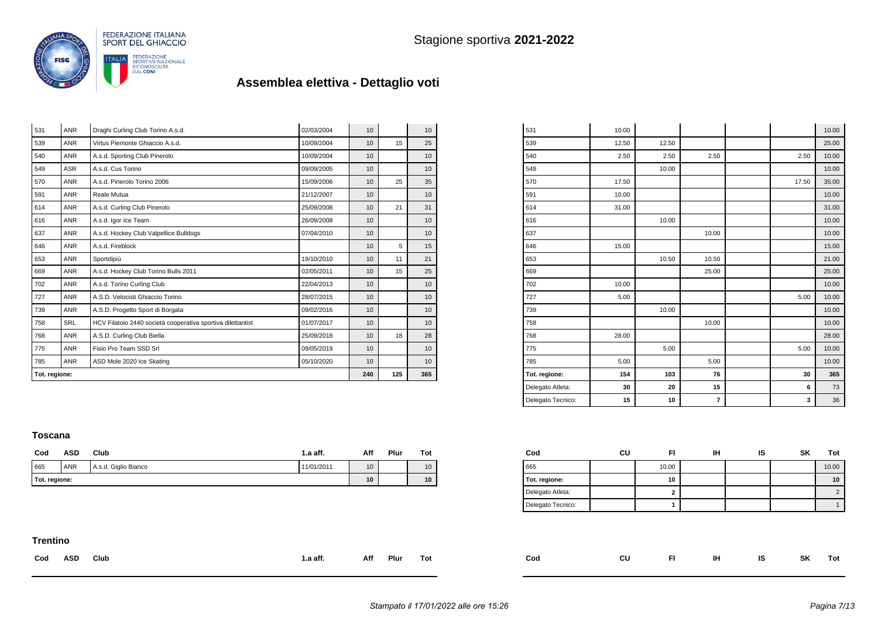| Cod | ASD | Club | 1.a aff. | Aff | Plur | Tot |
|---|---|---|---|---|---|---|
| 531 | ANR | Draghi Curling Club Torino A.s.d. | 02/03/2004 | 10 | | 10 |
| 539 | ANR | Virtus Piemonte Ghiaccio A.s.d. | 10/09/2004 | 10 | 15 | 25 |
| 540 | ANR | A.s.d. Sporting Club Pinerolo | 10/09/2004 | 10 | | 10 |
| 549 | ASR | A.s.d. Cus Torino | 09/09/2005 | 10 | | 10 |
| 570 | ANR | A.s.d. Pinerolo Torino 2006 | 15/09/2006 | 10 | 25 | 35 |
| 591 | ANR | Reale Mutua | 21/12/2007 | 10 | | 10 |
| 614 | ANR | A.s.d. Curling Club Pinerolo | 25/09/2008 | 10 | 21 | 31 |
| 616 | ANR | A.s.d. Igor Ice Team | 26/09/2008 | 10 | | 10 |
| 637 | ANR | A.s.d. Hockey Club Valpellice Bulldogs | 07/04/2010 | 10 | | 10 |
| 646 | ANR | A.s.d. Fireblock | | 10 | 5 | 15 |
| 653 | ANR | Sportdipiù | 19/10/2010 | 10 | 11 | 21 |
| 669 | ANR | A.s.d. Hockey Club Torino Bulls 2011 | 02/05/2011 | 10 | 15 | 25 |
| 702 | ANR | A.s.d. Torino Curling Club | 22/04/2013 | 10 | | 10 |
| 727 | ANR | A.S.D. Velocisti Ghiaccio Torino | 28/07/2015 | 10 | | 10 |
| 739 | ANR | A.S.D. Progetto Sport di Borgata | 09/02/2016 | 10 | | 10 |
| 758 | SRL | HCV Filatoio 2440 società cooperativa sportiva dilettantist | 01/07/2017 | 10 | | 10 |
| 768 | ANR | A.S.D. Curling Club Biella | 25/09/2018 | 10 | 18 | 28 |
| 775 | ANR | Fisio Pro Team SSD Srl | 09/05/2019 | 10 | | 10 |
| 785 | ANR | ASD Mole 2020 Ice Skating | 05/10/2020 | 10 | | 10 |
| **Tot. regione:** | | | | **240** | **125** | **365** |

| Cod | CU | FI | IH | IS | SK | Tot |
|---|---|---|---|---|---|---|
| 531 | 10.00 | | | | | 10.00 |
| 539 | 12.50 | 12.50 | | | | 25.00 |
| 540 | 2.50 | 2.50 | 2.50 | | 2.50 | 10.00 |
| 549 | | 10.00 | | | | 10.00 |
| 570 | 17.50 | | | | 17.50 | 35.00 |
| 591 | 10.00 | | | | | 10.00 |
| 614 | 31.00 | | | | | 31.00 |
| 616 | | 10.00 | | | | 10.00 |
| 637 | | | 10.00 | | | 10.00 |
| 646 | 15.00 | | | | | 15.00 |
| 653 | | 10.50 | 10.50 | | | 21.00 |
| 669 | | | 25.00 | | | 25.00 |
| 702 | 10.00 | | | | | 10.00 |
| 727 | 5.00 | | | | 5.00 | 10.00 |
| 739 | | 10.00 | | | | 10.00 |
| 758 | | | 10.00 | | | 10.00 |
| 768 | 28.00 | | | | | 28.00 |
| 775 | | 5.00 | | | 5.00 | 10.00 |
| 785 | 5.00 | | 5.00 | | | 10.00 |
| **Tot. regione:** | **154** | **103** | **76** | | **30** | **365** |
| Delegato Atleta: | **30** | **20** | **15** | | **6** | 73 |
| Delegato Tecnico: | **15** | **10** | **7** | | **3** | 36 |

### Toscana

| Cod | ASD | Club | 1.a aff. | Aff | Plur | Tot |
|---|---|---|---|---|---|---|
| 665 | ANR | A.s.d. Giglio Bianco | 11/01/2011 | 10 | | 10 |
| **Tot. regione:** | | | | **10** | | **10** |

| Cod | CU | FI | IH | IS | SK | Tot |
|---|---|---|---|---|---|---|
| 665 | | 10.00 | | | | 10.00 |
| **Tot. regione:** | | **10** | | | | **10** |
| Delegato Atleta: | | **2** | | | | 2 |
| Delegato Tecnico: | | **1** | | | | 1 |

### Trentino

| Cod | ASD | Club | 1.a aff. | Aff | Plur | Tot |
|---|---|---|---|---|---|---|

| Cod | CU | FI | IH | IS | SK | Tot |
|---|---|---|---|---|---|---|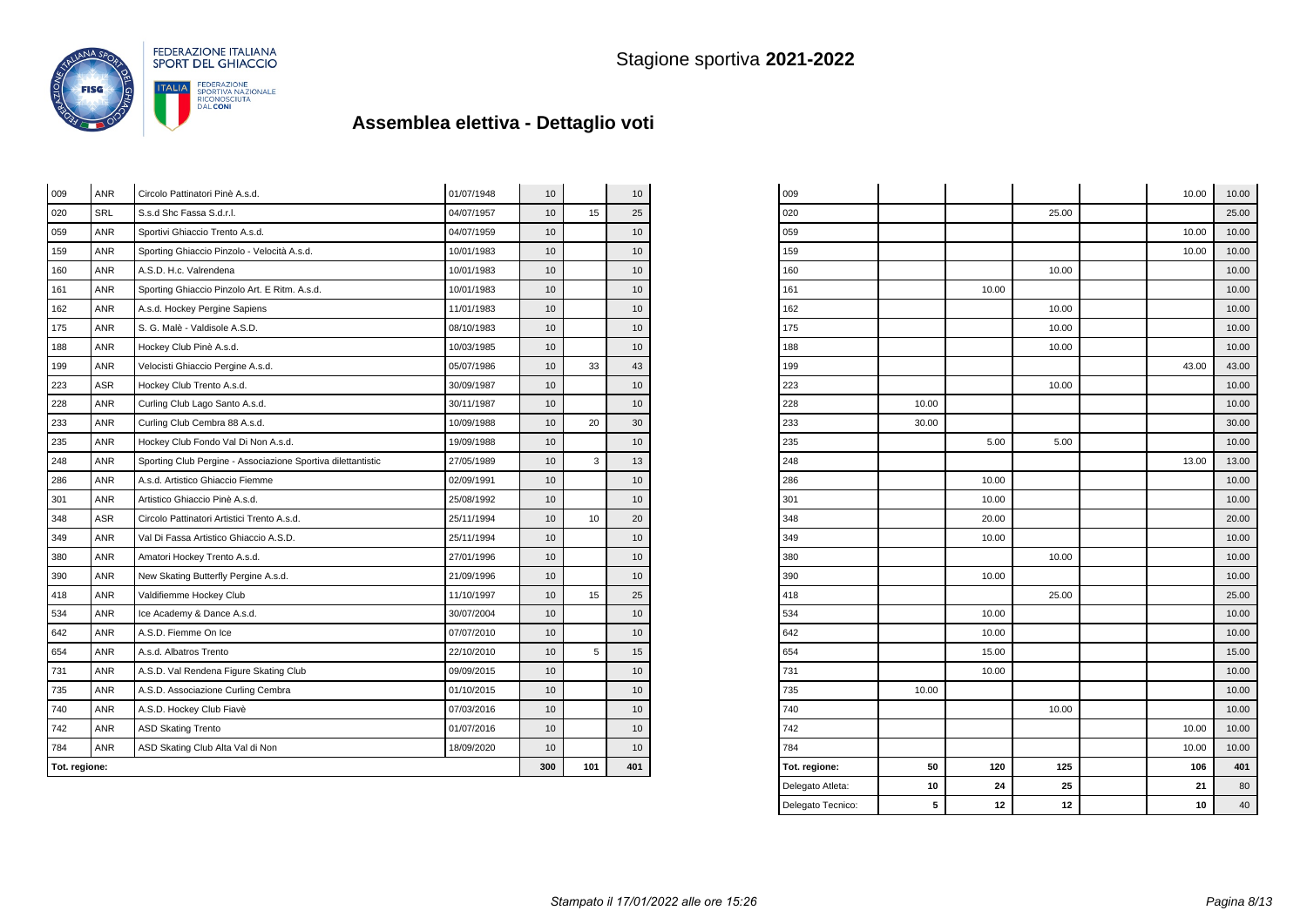Stagione sportiva **2021-2022**

## Assemblea elettiva - Dettaglio voti

| | | | | | | |
|---|---|---|---|---|---|---|
| 009 | ANR | Circolo Pattinatori Pinè A.s.d. | 01/07/1948 | 10 | | 10 |
| 020 | SRL | S.s.d Shc Fassa S.d.r.l. | 04/07/1957 | 10 | 15 | 25 |
| 059 | ANR | Sportivi Ghiaccio Trento A.s.d. | 04/07/1959 | 10 | | 10 |
| 159 | ANR | Sporting Ghiaccio Pinzolo - Velocità A.s.d. | 10/01/1983 | 10 | | 10 |
| 160 | ANR | A.S.D. H.c. Valrendena | 10/01/1983 | 10 | | 10 |
| 161 | ANR | Sporting Ghiaccio Pinzolo Art. E Ritm. A.s.d. | 10/01/1983 | 10 | | 10 |
| 162 | ANR | A.s.d. Hockey Pergine Sapiens | 11/01/1983 | 10 | | 10 |
| 175 | ANR | S. G. Malè - Valdisole A.S.D. | 08/10/1983 | 10 | | 10 |
| 188 | ANR | Hockey Club Pinè A.s.d. | 10/03/1985 | 10 | | 10 |
| 199 | ANR | Velocisti Ghiaccio Pergine A.s.d. | 05/07/1986 | 10 | 33 | 43 |
| 223 | ASR | Hockey Club Trento A.s.d. | 30/09/1987 | 10 | | 10 |
| 228 | ANR | Curling Club Lago Santo A.s.d. | 30/11/1987 | 10 | | 10 |
| 233 | ANR | Curling Club Cembra 88 A.s.d. | 10/09/1988 | 10 | 20 | 30 |
| 235 | ANR | Hockey Club Fondo Val Di Non A.s.d. | 19/09/1988 | 10 | | 10 |
| 248 | ANR | Sporting Club Pergine - Associazione Sportiva dilettantistic | 27/05/1989 | 10 | 3 | 13 |
| 286 | ANR | A.s.d. Artistico Ghiaccio Fiemme | 02/09/1991 | 10 | | 10 |
| 301 | ANR | Artistico Ghiaccio Pinè A.s.d. | 25/08/1992 | 10 | | 10 |
| 348 | ASR | Circolo Pattinatori Artistici Trento A.s.d. | 25/11/1994 | 10 | 10 | 20 |
| 349 | ANR | Val Di Fassa Artistico Ghiaccio A.S.D. | 25/11/1994 | 10 | | 10 |
| 380 | ANR | Amatori Hockey Trento A.s.d. | 27/01/1996 | 10 | | 10 |
| 390 | ANR | New Skating Butterfly Pergine A.s.d. | 21/09/1996 | 10 | | 10 |
| 418 | ANR | Valdifiemme Hockey Club | 11/10/1997 | 10 | 15 | 25 |
| 534 | ANR | Ice Academy & Dance A.s.d. | 30/07/2004 | 10 | | 10 |
| 642 | ANR | A.S.D. Fiemme On Ice | 07/07/2010 | 10 | | 10 |
| 654 | ANR | A.s.d. Albatros Trento | 22/10/2010 | 10 | 5 | 15 |
| 731 | ANR | A.S.D. Val Rendena Figure Skating Club | 09/09/2015 | 10 | | 10 |
| 735 | ANR | A.S.D. Associazione Curling Cembra | 01/10/2015 | 10 | | 10 |
| 740 | ANR | A.S.D. Hockey Club Fiavè | 07/03/2016 | 10 | | 10 |
| 742 | ANR | ASD Skating Trento | 01/07/2016 | 10 | | 10 |
| 784 | ANR | ASD Skating Club Alta Val di Non | 18/09/2020 | 10 | | 10 |
| **Tot. regione:** | | | | **300** | **101** | **401** |

| | | | | | | |
|---|---|---|---|---|---|---|
| 009 | | | | | 10.00 | 10.00 |
| 020 | | | 25.00 | | | 25.00 |
| 059 | | | | | 10.00 | 10.00 |
| 159 | | | | | 10.00 | 10.00 |
| 160 | | | 10.00 | | | 10.00 |
| 161 | | 10.00 | | | | 10.00 |
| 162 | | | 10.00 | | | 10.00 |
| 175 | | | 10.00 | | | 10.00 |
| 188 | | | 10.00 | | | 10.00 |
| 199 | | | | | 43.00 | 43.00 |
| 223 | | | 10.00 | | | 10.00 |
| 228 | 10.00 | | | | | 10.00 |
| 233 | 30.00 | | | | | 30.00 |
| 235 | | 5.00 | 5.00 | | | 10.00 |
| 248 | | | | | 13.00 | 13.00 |
| 286 | | 10.00 | | | | 10.00 |
| 301 | | 10.00 | | | | 10.00 |
| 348 | | 20.00 | | | | 20.00 |
| 349 | | 10.00 | | | | 10.00 |
| 380 | | | 10.00 | | | 10.00 |
| 390 | | 10.00 | | | | 10.00 |
| 418 | | | 25.00 | | | 25.00 |
| 534 | | 10.00 | | | | 10.00 |
| 642 | | 10.00 | | | | 10.00 |
| 654 | | 15.00 | | | | 15.00 |
| 731 | | 10.00 | | | | 10.00 |
| 735 | 10.00 | | | | | 10.00 |
| 740 | | | 10.00 | | | 10.00 |
| 742 | | | | | 10.00 | 10.00 |
| 784 | | | | | 10.00 | 10.00 |
| **Tot. regione:** | **50** | **120** | **125** | | **106** | **401** |
| Delegato Atleta: | **10** | **24** | **25** | | **21** | 80 |
| Delegato Tecnico: | **5** | **12** | **12** | | **10** | 40 |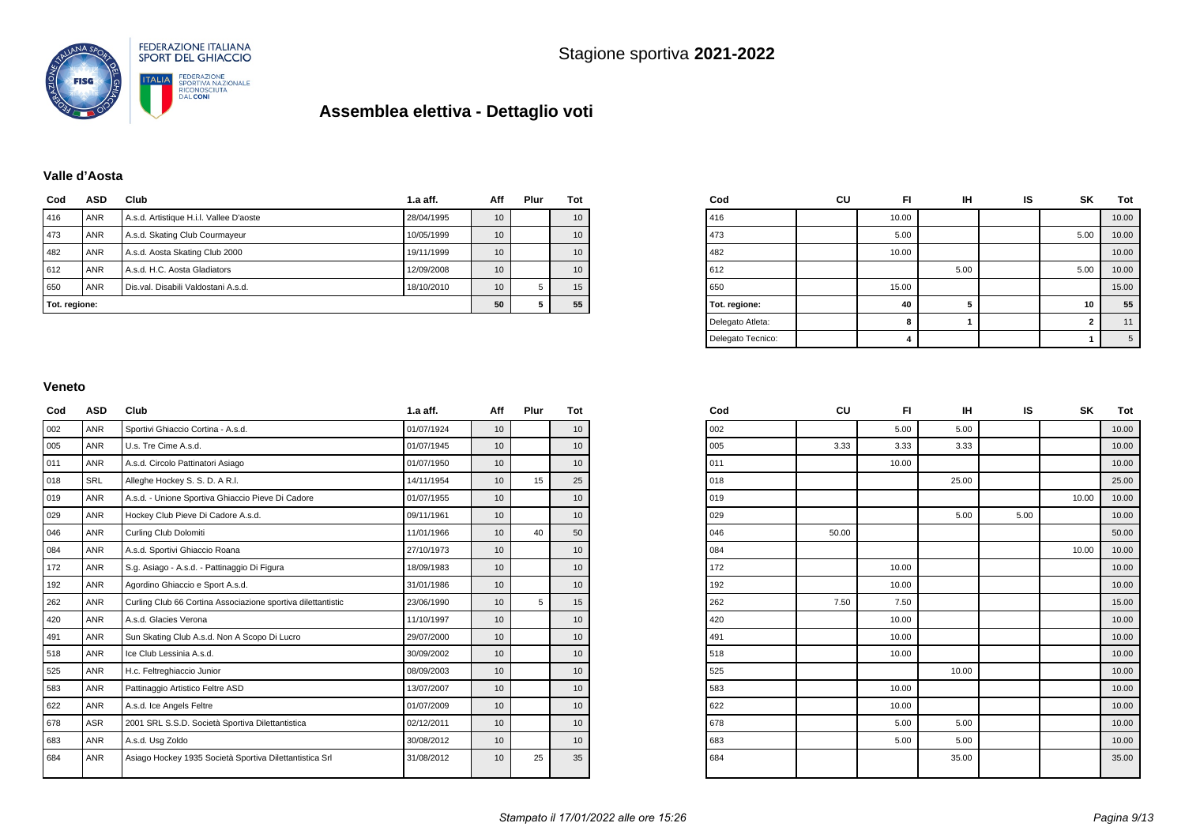Stagione sportiva **2021-2022**

# Assemblea elettiva - Dettaglio voti

### Valle d'Aosta

| Cod | ASD | Club | 1.a aff. | Aff | Plur | Tot |
|---|---|---|---|---|---|---|
| 416 | ANR | A.s.d. Artistique H.i.I. Vallee D'aoste | 28/04/1995 | 10 | | 10 |
| 473 | ANR | A.s.d. Skating Club Courmayeur | 10/05/1999 | 10 | | 10 |
| 482 | ANR | A.s.d. Aosta Skating Club 2000 | 19/11/1999 | 10 | | 10 |
| 612 | ANR | A.s.d. H.C. Aosta Gladiators | 12/09/2008 | 10 | | 10 |
| 650 | ANR | Dis.val. Disabili Valdostani A.s.d. | 18/10/2010 | 10 | 5 | 15 |
| Tot. regione: | | | | 50 | 5 | 55 |

| Cod | CU | FI | IH | IS | SK | Tot |
|---|---|---|---|---|---|---|
| 416 | | 10.00 | | | | 10.00 |
| 473 | | 5.00 | | | 5.00 | 10.00 |
| 482 | | 10.00 | | | | 10.00 |
| 612 | | | 5.00 | | 5.00 | 10.00 |
| 650 | | 15.00 | | | | 15.00 |
| Tot. regione: | | 40 | 5 | | 10 | 55 |
| Delegato Atleta: | | 8 | 1 | | 2 | 11 |
| Delegato Tecnico: | | 4 | | | 1 | 5 |

### Veneto

| Cod | ASD | Club | 1.a aff. | Aff | Plur | Tot |
|---|---|---|---|---|---|---|
| 002 | ANR | Sportivi Ghiaccio Cortina - A.s.d. | 01/07/1924 | 10 | | 10 |
| 005 | ANR | U.s. Tre Cime A.s.d. | 01/07/1945 | 10 | | 10 |
| 011 | ANR | A.s.d. Circolo Pattinatori Asiago | 01/07/1950 | 10 | | 10 |
| 018 | SRL | Alleghe Hockey S. S. D. A R.l. | 14/11/1954 | 10 | 15 | 25 |
| 019 | ANR | A.s.d. - Unione Sportiva Ghiaccio Pieve Di Cadore | 01/07/1955 | 10 | | 10 |
| 029 | ANR | Hockey Club Pieve Di Cadore A.s.d. | 09/11/1961 | 10 | | 10 |
| 046 | ANR | Curling Club Dolomiti | 11/01/1966 | 10 | 40 | 50 |
| 084 | ANR | A.s.d. Sportivi Ghiaccio Roana | 27/10/1973 | 10 | | 10 |
| 172 | ANR | S.g. Asiago - A.s.d. - Pattinaggio Di Figura | 18/09/1983 | 10 | | 10 |
| 192 | ANR | Agordino Ghiaccio e Sport A.s.d. | 31/01/1986 | 10 | | 10 |
| 262 | ANR | Curling Club 66 Cortina Associazione sportiva dilettantistic | 23/06/1990 | 10 | 5 | 15 |
| 420 | ANR | A.s.d. Glacies Verona | 11/10/1997 | 10 | | 10 |
| 491 | ANR | Sun Skating Club A.s.d. Non A Scopo Di Lucro | 29/07/2000 | 10 | | 10 |
| 518 | ANR | Ice Club Lessinia A.s.d. | 30/09/2002 | 10 | | 10 |
| 525 | ANR | H.c. Feltreghiaccio Junior | 08/09/2003 | 10 | | 10 |
| 583 | ANR | Pattinaggio Artistico Feltre ASD | 13/07/2007 | 10 | | 10 |
| 622 | ANR | A.s.d. Ice Angels Feltre | 01/07/2009 | 10 | | 10 |
| 678 | ASR | 2001 SRL S.S.D. Società Sportiva Dilettantistica | 02/12/2011 | 10 | | 10 |
| 683 | ANR | A.s.d. Usg Zoldo | 30/08/2012 | 10 | | 10 |
| 684 | ANR | Asiago Hockey 1935 Società Sportiva Dilettantistica Srl | 31/08/2012 | 10 | 25 | 35 |

| Cod | CU | FI | IH | IS | SK | Tot |
|---|---|---|---|---|---|---|
| 002 | | 5.00 | 5.00 | | | 10.00 |
| 005 | 3.33 | 3.33 | 3.33 | | | 10.00 |
| 011 | | 10.00 | | | | 10.00 |
| 018 | | | 25.00 | | | 25.00 |
| 019 | | | | | 10.00 | 10.00 |
| 029 | | | 5.00 | 5.00 | | 10.00 |
| 046 | 50.00 | | | | | 50.00 |
| 084 | | | | | 10.00 | 10.00 |
| 172 | | 10.00 | | | | 10.00 |
| 192 | | 10.00 | | | | 10.00 |
| 262 | 7.50 | 7.50 | | | | 15.00 |
| 420 | | 10.00 | | | | 10.00 |
| 491 | | 10.00 | | | | 10.00 |
| 518 | | 10.00 | | | | 10.00 |
| 525 | | | 10.00 | | | 10.00 |
| 583 | | 10.00 | | | | 10.00 |
| 622 | | 10.00 | | | | 10.00 |
| 678 | | 5.00 | 5.00 | | | 10.00 |
| 683 | | 5.00 | 5.00 | | | 10.00 |
| 684 | | | 35.00 | | | 35.00 |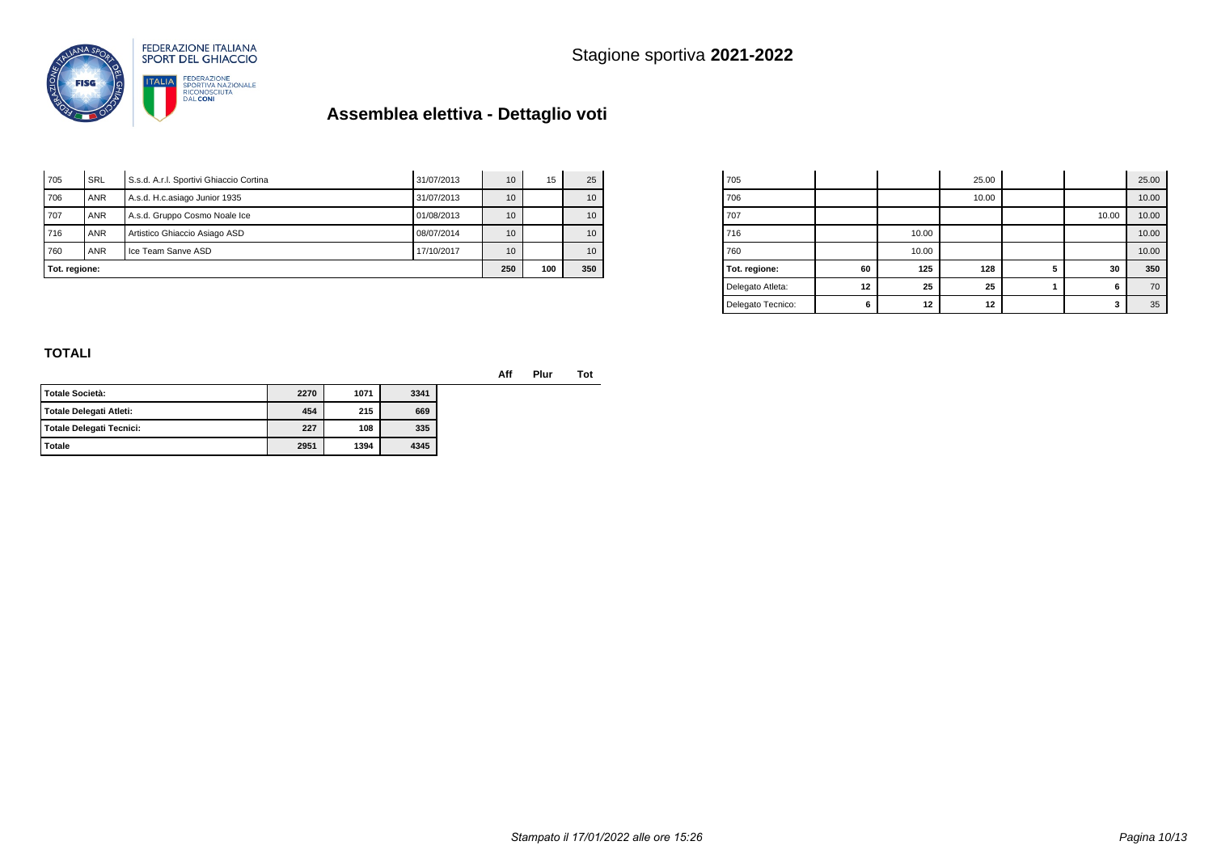# Stagione sportiva **2021-2022**

## Assemblea elettiva - Dettaglio voti

| | | | | | | |
|---|---|---|---|---|---|---|
| 705 | SRL | S.s.d. A.r.l. Sportivi Ghiaccio Cortina | 31/07/2013 | 10 | 15 | 25 |
| 706 | ANR | A.s.d. H.c.asiago Junior 1935 | 31/07/2013 | 10 | | 10 |
| 707 | ANR | A.s.d. Gruppo Cosmo Noale Ice | 01/08/2013 | 10 | | 10 |
| 716 | ANR | Artistico Ghiaccio Asiago ASD | 08/07/2014 | 10 | | 10 |
| 760 | ANR | Ice Team Sanve ASD | 17/10/2017 | 10 | | 10 |
| **Tot. regione:** | | | | **250** | **100** | **350** |

| | | | | | | |
|---|---|---|---|---|---|---|
| 705 | | | 25.00 | | | 25.00 |
| 706 | | | 10.00 | | | 10.00 |
| 707 | | | | | 10.00 | 10.00 |
| 716 | | 10.00 | | | | 10.00 |
| 760 | | 10.00 | | | | 10.00 |
| **Tot. regione:** | **60** | **125** | **128** | **5** | **30** | **350** |
| Delegato Atleta: | **12** | **25** | **25** | **1** | **6** | 70 |
| Delegato Tecnico: | **6** | **12** | **12** | | **3** | 35 |

### TOTALI

| | Aff | Plur | Tot |
|---|---|---|---|
| **Totale Società:** | **2270** | **1071** | **3341** |
| **Totale Delegati Atleti:** | **454** | **215** | **669** |
| **Totale Delegati Tecnici:** | **227** | **108** | **335** |
| **Totale** | **2951** | **1394** | **4345** |

*Stampato il 17/01/2022 alle ore 15:26*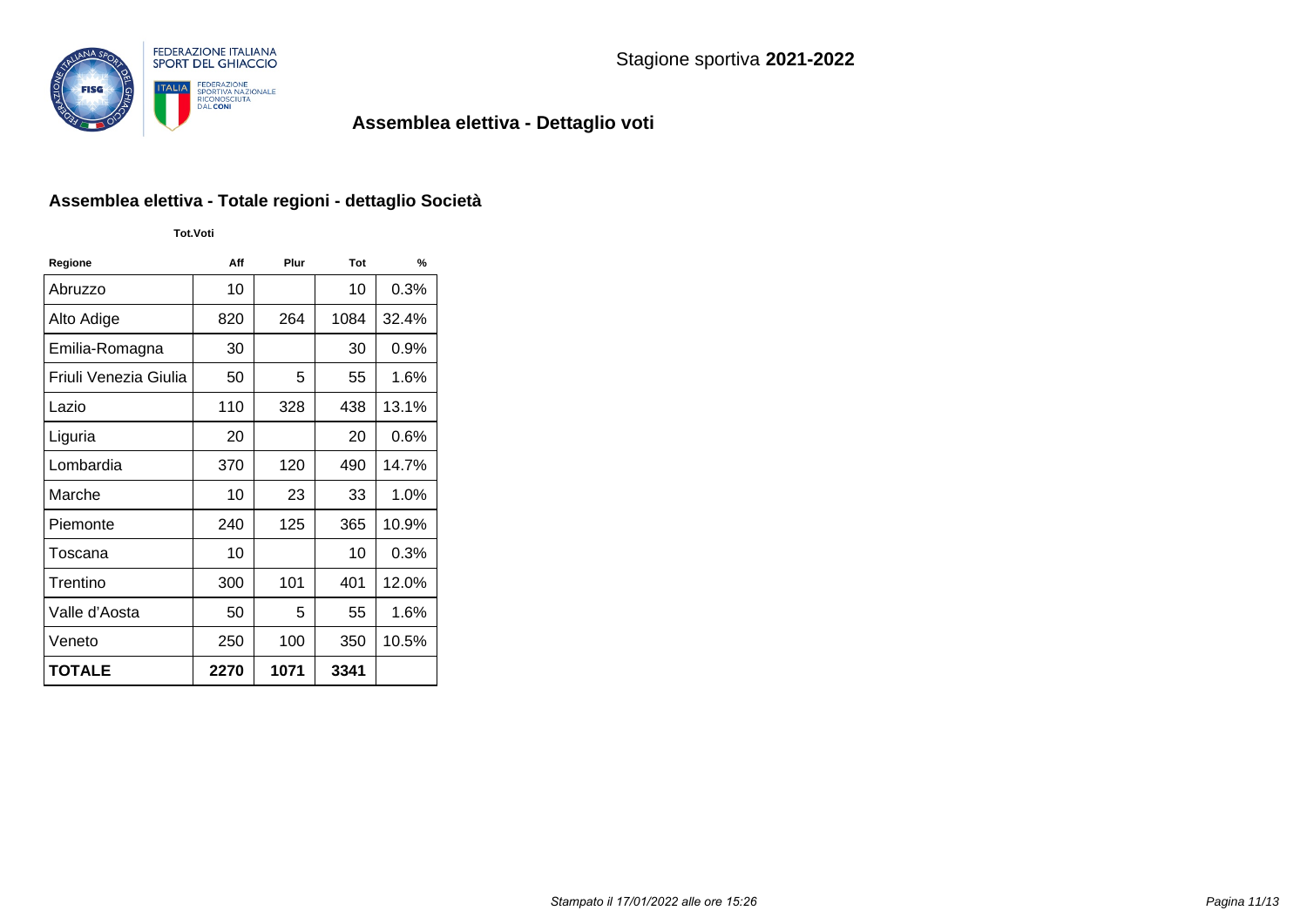FEDERAZIONE ITALIANA SPORT DEL GHIACCIO

Stagione sportiva **2021-2022**

## Assemblea elettiva - Dettaglio voti

### Assemblea elettiva - Totale regioni - dettaglio Società

| Regione | Tot.Voti | | | |
|---|---|---|---|---|
| | Aff | Plur | Tot | % |
| Abruzzo | 10 | | 10 | 0.3% |
| Alto Adige | 820 | 264 | 1084 | 32.4% |
| Emilia-Romagna | 30 | | 30 | 0.9% |
| Friuli Venezia Giulia | 50 | 5 | 55 | 1.6% |
| Lazio | 110 | 328 | 438 | 13.1% |
| Liguria | 20 | | 20 | 0.6% |
| Lombardia | 370 | 120 | 490 | 14.7% |
| Marche | 10 | 23 | 33 | 1.0% |
| Piemonte | 240 | 125 | 365 | 10.9% |
| Toscana | 10 | | 10 | 0.3% |
| Trentino | 300 | 101 | 401 | 12.0% |
| Valle d'Aosta | 50 | 5 | 55 | 1.6% |
| Veneto | 250 | 100 | 350 | 10.5% |
| **TOTALE** | **2270** | **1071** | **3341** | |

*Stampato il 17/01/2022 alle ore 15:26*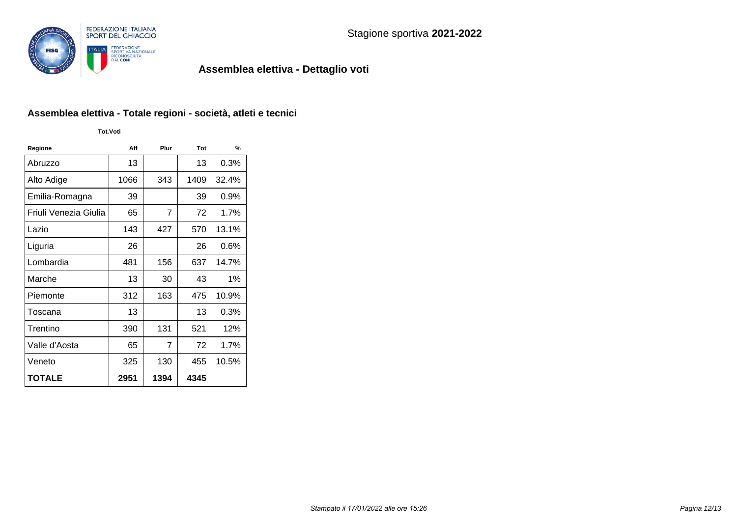FEDERAZIONE ITALIANA SPORT DEL GHIACCIO

Stagione sportiva **2021-2022**

## Assemblea elettiva - Dettaglio voti

### Assemblea elettiva - Totale regioni - società, atleti e tecnici

| Regione | Tot.Voti Aff | Plur | Tot | % |
|---|---|---|---|---|
| Abruzzo | 13 | | 13 | 0.3% |
| Alto Adige | 1066 | 343 | 1409 | 32.4% |
| Emilia-Romagna | 39 | | 39 | 0.9% |
| Friuli Venezia Giulia | 65 | 7 | 72 | 1.7% |
| Lazio | 143 | 427 | 570 | 13.1% |
| Liguria | 26 | | 26 | 0.6% |
| Lombardia | 481 | 156 | 637 | 14.7% |
| Marche | 13 | 30 | 43 | 1% |
| Piemonte | 312 | 163 | 475 | 10.9% |
| Toscana | 13 | | 13 | 0.3% |
| Trentino | 390 | 131 | 521 | 12% |
| Valle d'Aosta | 65 | 7 | 72 | 1.7% |
| Veneto | 325 | 130 | 455 | 10.5% |
| **TOTALE** | **2951** | **1394** | **4345** | |

*Stampato il 17/01/2022 alle ore 15:26*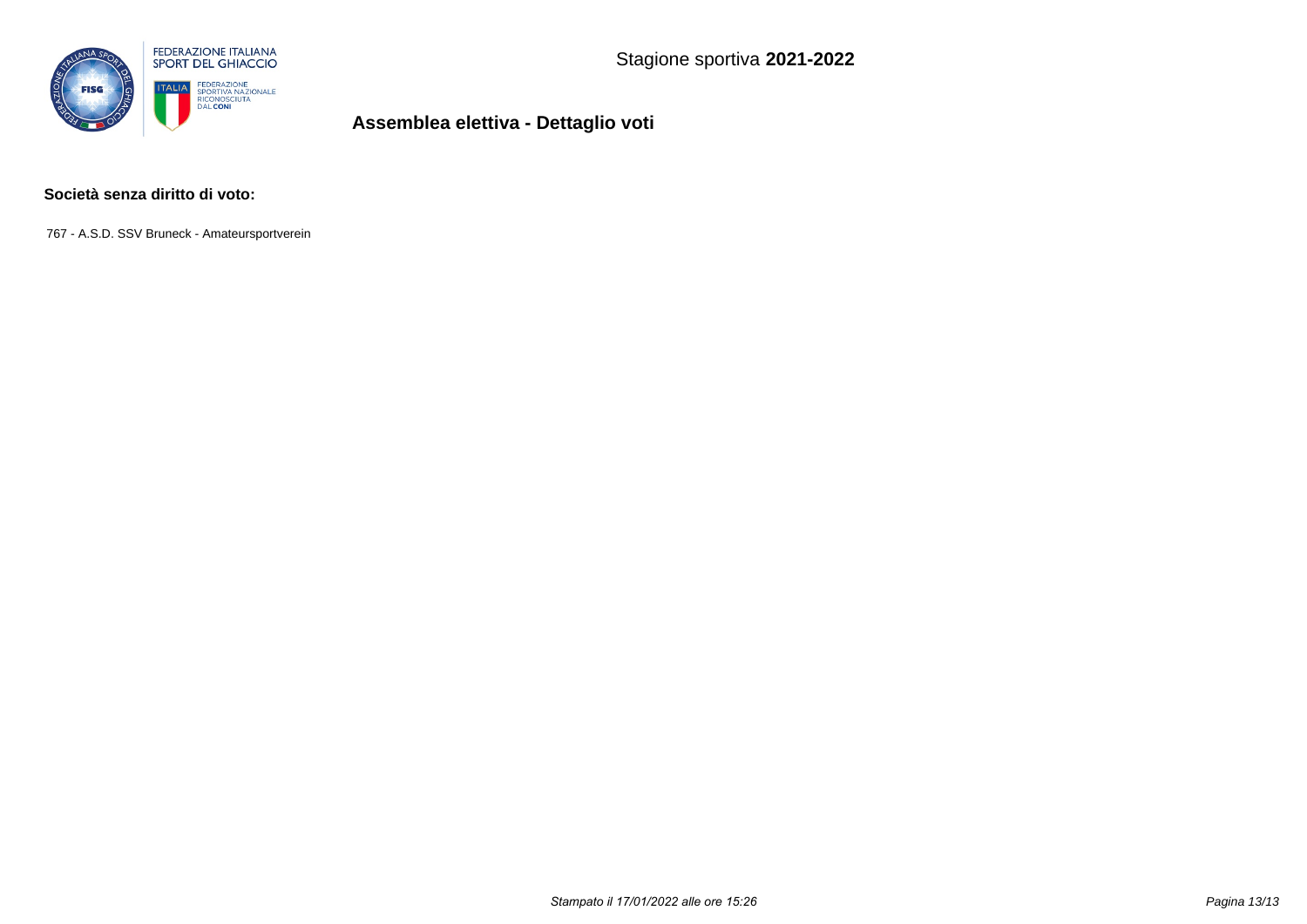**Società senza diritto di voto:**

767 - A.S.D. SSV Bruneck - Amateursportverein